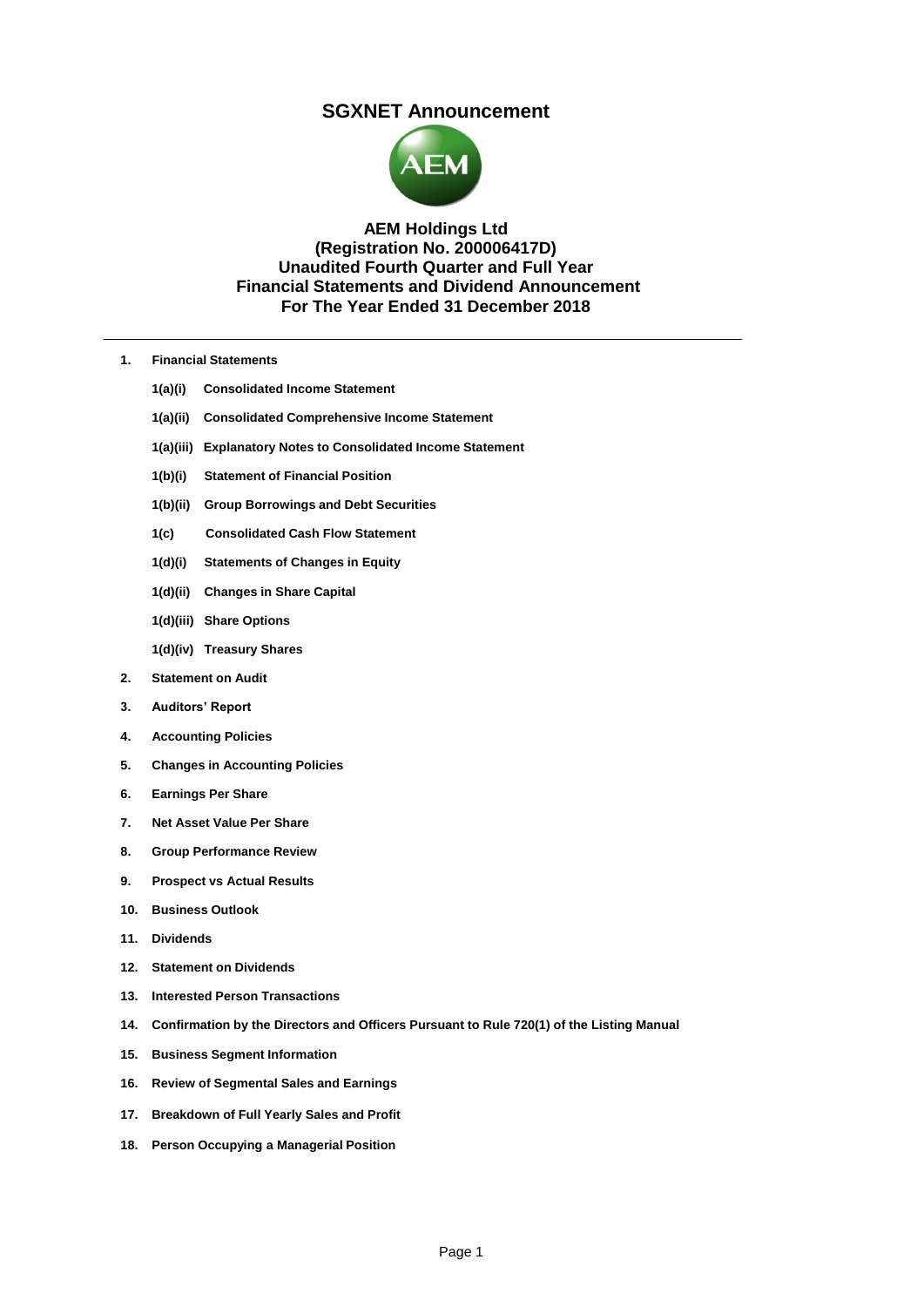# SGXNET Announcement

## AEM Holdings Ltd
## (Registration No. 200006417D)
## Unaudited Fourth Quarter and Full Year
## Financial Statements and Dividend Announcement
## For The Year Ended 31 December 2018

---

1. **Financial Statements**
   - **1(a)(i) Consolidated Income Statement**
   - **1(a)(ii) Consolidated Comprehensive Income Statement**
   - **1(a)(iii) Explanatory Notes to Consolidated Income Statement**
   - **1(b)(i) Statement of Financial Position**
   - **1(b)(ii) Group Borrowings and Debt Securities**
   - **1(c) Consolidated Cash Flow Statement**
   - **1(d)(i) Statements of Changes in Equity**
   - **1(d)(ii) Changes in Share Capital**
   - **1(d)(iii) Share Options**
   - **1(d)(iv) Treasury Shares**
2. **Statement on Audit**
3. **Auditors' Report**
4. **Accounting Policies**
5. **Changes in Accounting Policies**
6. **Earnings Per Share**
7. **Net Asset Value Per Share**
8. **Group Performance Review**
9. **Prospect vs Actual Results**
10. **Business Outlook**
11. **Dividends**
12. **Statement on Dividends**
13. **Interested Person Transactions**
14. **Confirmation by the Directors and Officers Pursuant to Rule 720(1) of the Listing Manual**
15. **Business Segment Information**
16. **Review of Segmental Sales and Earnings**
17. **Breakdown of Full Yearly Sales and Profit**
18. **Person Occupying a Managerial Position**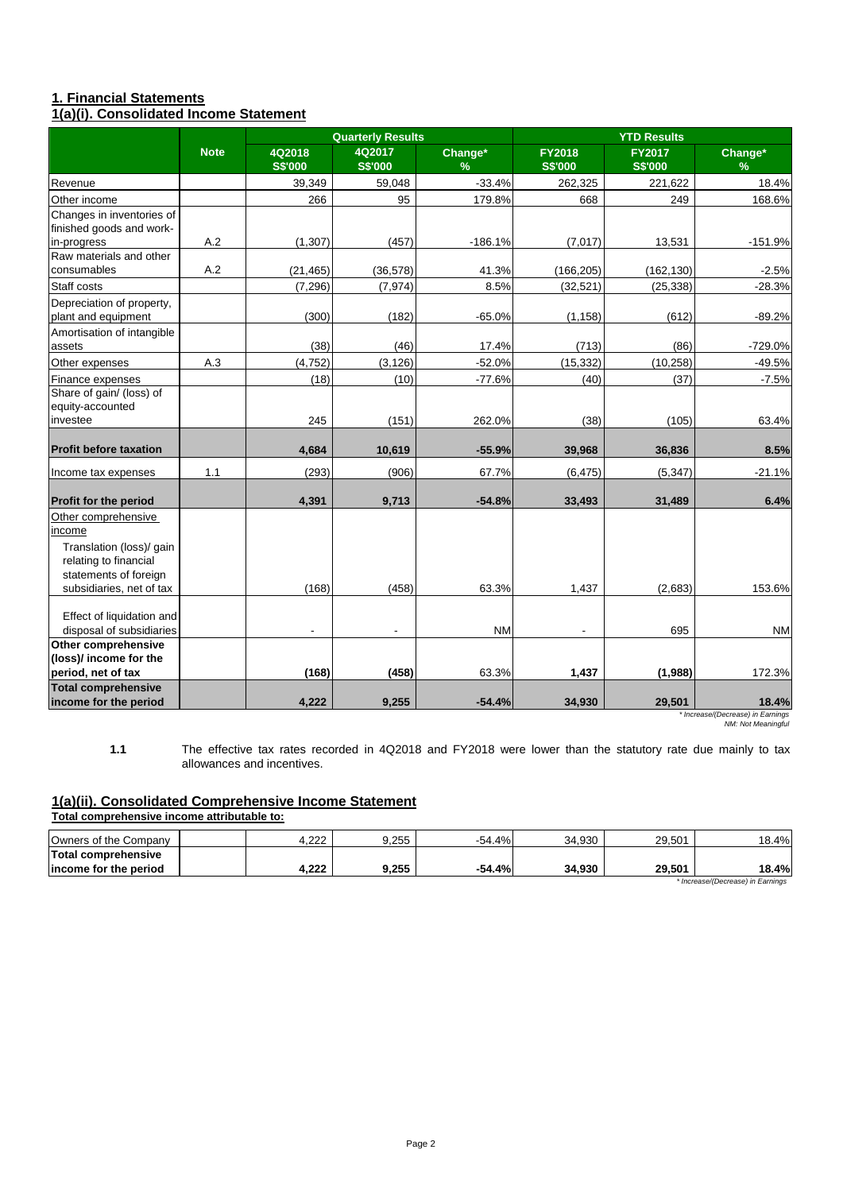## 1. Financial Statements

### 1(a)(i). Consolidated Income Statement

| | Note | Quarterly Results | | | YTD Results | | |
|---|---|---|---|---|---|---|---|
| | | 4Q2018 S$'000 | 4Q2017 S$'000 | Change* % | FY2018 S$'000 | FY2017 S$'000 | Change* % |
| Revenue | | 39,349 | 59,048 | -33.4% | 262,325 | 221,622 | 18.4% |
| Other income | | 266 | 95 | 179.8% | 668 | 249 | 168.6% |
| Changes in inventories of finished goods and work-in-progress | A.2 | (1,307) | (457) | -186.1% | (7,017) | 13,531 | -151.9% |
| Raw materials and other consumables | A.2 | (21,465) | (36,578) | 41.3% | (166,205) | (162,130) | -2.5% |
| Staff costs | | (7,296) | (7,974) | 8.5% | (32,521) | (25,338) | -28.3% |
| Depreciation of property, plant and equipment | | (300) | (182) | -65.0% | (1,158) | (612) | -89.2% |
| Amortisation of intangible assets | | (38) | (46) | 17.4% | (713) | (86) | -729.0% |
| Other expenses | A.3 | (4,752) | (3,126) | -52.0% | (15,332) | (10,258) | -49.5% |
| Finance expenses | | (18) | (10) | -77.6% | (40) | (37) | -7.5% |
| Share of gain/ (loss) of equity-accounted investee | | 245 | (151) | 262.0% | (38) | (105) | 63.4% |
| **Profit before taxation** | | **4,684** | **10,619** | **-55.9%** | **39,968** | **36,836** | **8.5%** |
| Income tax expenses | 1.1 | (293) | (906) | 67.7% | (6,475) | (5,347) | -21.1% |
| **Profit for the period** | | **4,391** | **9,713** | **-54.8%** | **33,493** | **31,489** | **6.4%** |
| Other comprehensive income | | | | | | | |
| Translation (loss)/ gain relating to financial statements of foreign subsidiaries, net of tax | | (168) | (458) | 63.3% | 1,437 | (2,683) | 153.6% |
| Effect of liquidation and disposal of subsidiaries | | - | - | NM | - | 695 | NM |
| **Other comprehensive (loss)/ income for the period, net of tax** | | **(168)** | **(458)** | 63.3% | **1,437** | **(1,988)** | 172.3% |
| **Total comprehensive income for the period** | | **4,222** | **9,255** | **-54.4%** | **34,930** | **29,501** | **18.4%** |

*\* Increase/(Decrease) in Earnings*
*NM: Not Meaningful*

**1.1** The effective tax rates recorded in 4Q2018 and FY2018 were lower than the statutory rate due mainly to tax allowances and incentives.

### 1(a)(ii). Consolidated Comprehensive Income Statement

**Total comprehensive income attributable to:**

| | | 4Q2018 S$'000 | 4Q2017 S$'000 | Change* % | FY2018 S$'000 | FY2017 S$'000 | Change* % |
|---|---|---|---|---|---|---|---|
| Owners of the Company | | 4,222 | 9,255 | -54.4% | 34,930 | 29,501 | 18.4% |
| **Total comprehensive income for the period** | | **4,222** | **9,255** | **-54.4%** | **34,930** | **29,501** | **18.4%** |

*\* Increase/(Decrease) in Earnings*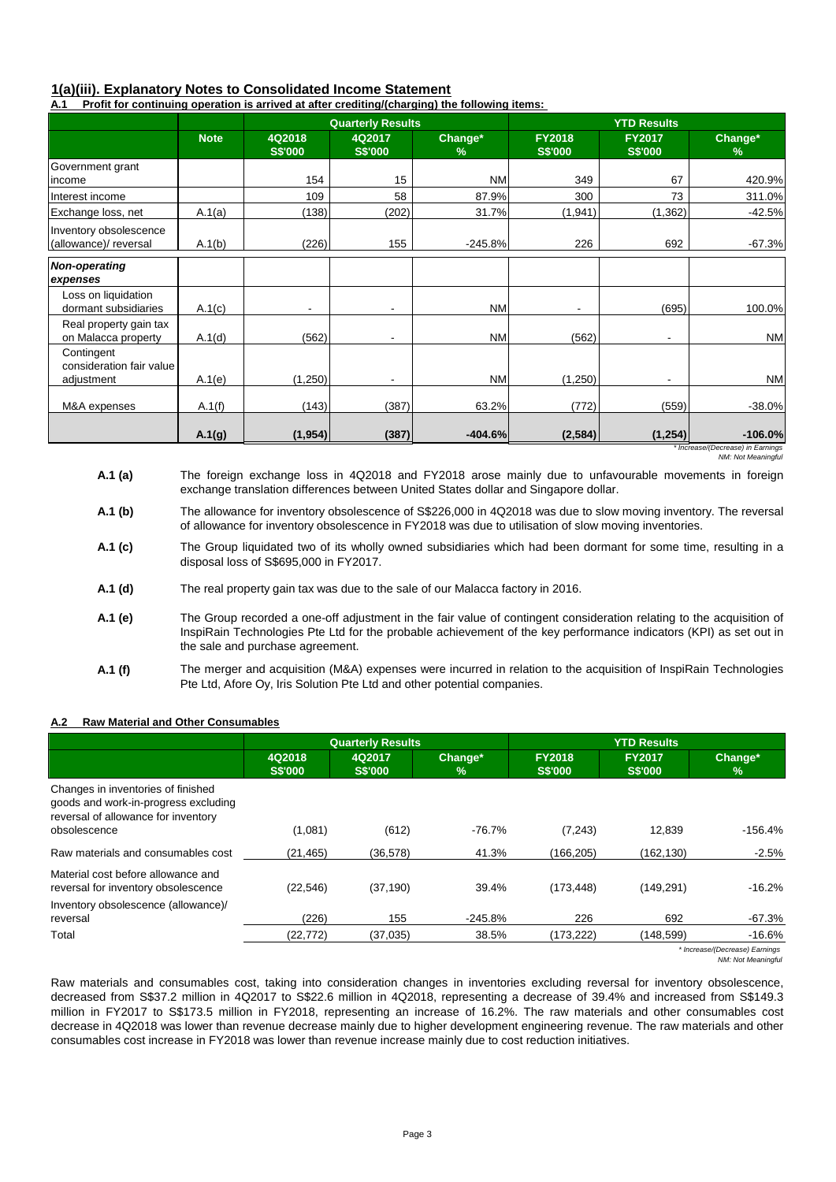## 1(a)(iii). Explanatory Notes to Consolidated Income Statement

**A.1 Profit for continuing operation is arrived at after crediting/(charging) the following items:**

| | Note | Quarterly Results | | | YTD Results | | |
|---|---|---|---|---|---|---|---|
| | | 4Q2018 S$'000 | 4Q2017 S$'000 | Change* % | FY2018 S$'000 | FY2017 S$'000 | Change* % |
| Government grant income | | 154 | 15 | NM | 349 | 67 | 420.9% |
| Interest income | | 109 | 58 | 87.9% | 300 | 73 | 311.0% |
| Exchange loss, net | A.1(a) | (138) | (202) | 31.7% | (1,941) | (1,362) | -42.5% |
| Inventory obsolescence (allowance)/ reversal | A.1(b) | (226) | 155 | -245.8% | 226 | 692 | -67.3% |
| ***Non-operating expenses*** | | | | | | | |
| Loss on liquidation dormant subsidiaries | A.1(c) | - | - | NM | - | (695) | 100.0% |
| Real property gain tax on Malacca property | A.1(d) | (562) | - | NM | (562) | - | NM |
| Contingent consideration fair value adjustment | A.1(e) | (1,250) | - | NM | (1,250) | - | NM |
| M&A expenses | A.1(f) | (143) | (387) | 63.2% | (772) | (559) | -38.0% |
| | **A.1(g)** | **(1,954)** | **(387)** | **-404.6%** | **(2,584)** | **(1,254)** | **-106.0%** |

*\* Increase/(Decrease) in Earnings*
*NM: Not Meaningful*

**A.1 (a)** The foreign exchange loss in 4Q2018 and FY2018 arose mainly due to unfavourable movements in foreign exchange translation differences between United States dollar and Singapore dollar.

**A.1 (b)** The allowance for inventory obsolescence of S$226,000 in 4Q2018 was due to slow moving inventory. The reversal of allowance for inventory obsolescence in FY2018 was due to utilisation of slow moving inventories.

**A.1 (c)** The Group liquidated two of its wholly owned subsidiaries which had been dormant for some time, resulting in a disposal loss of S$695,000 in FY2017.

**A.1 (d)** The real property gain tax was due to the sale of our Malacca factory in 2016.

**A.1 (e)** The Group recorded a one-off adjustment in the fair value of contingent consideration relating to the acquisition of InspiRain Technologies Pte Ltd for the probable achievement of the key performance indicators (KPI) as set out in the sale and purchase agreement.

**A.1 (f)** The merger and acquisition (M&A) expenses were incurred in relation to the acquisition of InspiRain Technologies Pte Ltd, Afore Oy, Iris Solution Pte Ltd and other potential companies.

### A.2 Raw Material and Other Consumables

| | Quarterly Results | | | YTD Results | | |
|---|---|---|---|---|---|---|
| | 4Q2018 S$'000 | 4Q2017 S$'000 | Change* % | FY2018 S$'000 | FY2017 S$'000 | Change* % |
| Changes in inventories of finished goods and work-in-progress excluding reversal of allowance for inventory obsolescence | (1,081) | (612) | -76.7% | (7,243) | 12,839 | -156.4% |
| Raw materials and consumables cost | (21,465) | (36,578) | 41.3% | (166,205) | (162,130) | -2.5% |
| Material cost before allowance and reversal for inventory obsolescence | (22,546) | (37,190) | 39.4% | (173,448) | (149,291) | -16.2% |
| Inventory obsolescence (allowance)/ reversal | (226) | 155 | -245.8% | 226 | 692 | -67.3% |
| Total | (22,772) | (37,035) | 38.5% | (173,222) | (148,599) | -16.6% |

*\* Increase/(Decrease) Earnings*
*NM: Not Meaningful*

Raw materials and consumables cost, taking into consideration changes in inventories excluding reversal for inventory obsolescence, decreased from S$37.2 million in 4Q2017 to S$22.6 million in 4Q2018, representing a decrease of 39.4% and increased from S$149.3 million in FY2017 to S$173.5 million in FY2018, representing an increase of 16.2%. The raw materials and other consumables cost decrease in 4Q2018 was lower than revenue decrease mainly due to higher development engineering revenue. The raw materials and other consumables cost increase in FY2018 was lower than revenue increase mainly due to cost reduction initiatives.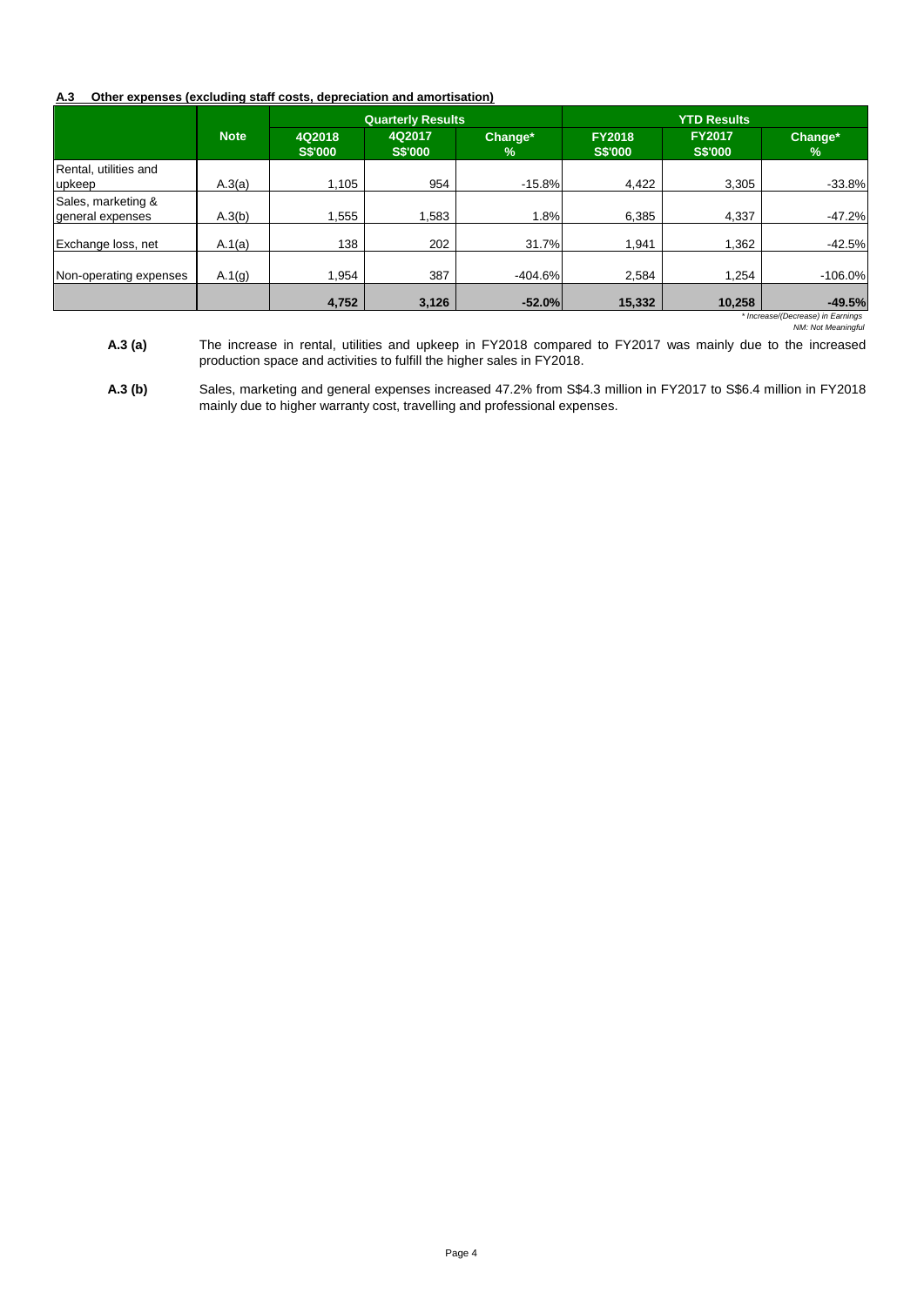### A.3 Other expenses (excluding staff costs, depreciation and amortisation)

| | Note | Quarterly Results | | | YTD Results | | |
|---|---|---|---|---|---|---|---|
| | | 4Q2018 S$'000 | 4Q2017 S$'000 | Change* % | FY2018 S$'000 | FY2017 S$'000 | Change* % |
| Rental, utilities and upkeep | A.3(a) | 1,105 | 954 | -15.8% | 4,422 | 3,305 | -33.8% |
| Sales, marketing & general expenses | A.3(b) | 1,555 | 1,583 | 1.8% | 6,385 | 4,337 | -47.2% |
| Exchange loss, net | A.1(a) | 138 | 202 | 31.7% | 1,941 | 1,362 | -42.5% |
| Non-operating expenses | A.1(g) | 1,954 | 387 | -404.6% | 2,584 | 1,254 | -106.0% |
| | | **4,752** | **3,126** | **-52.0%** | **15,332** | **10,258** | **-49.5%** |

*\* Increase/(Decrease) in Earnings*
*NM: Not Meaningful*

**A.3 (a)** The increase in rental, utilities and upkeep in FY2018 compared to FY2017 was mainly due to the increased production space and activities to fulfill the higher sales in FY2018.

**A.3 (b)** Sales, marketing and general expenses increased 47.2% from S$4.3 million in FY2017 to S$6.4 million in FY2018 mainly due to higher warranty cost, travelling and professional expenses.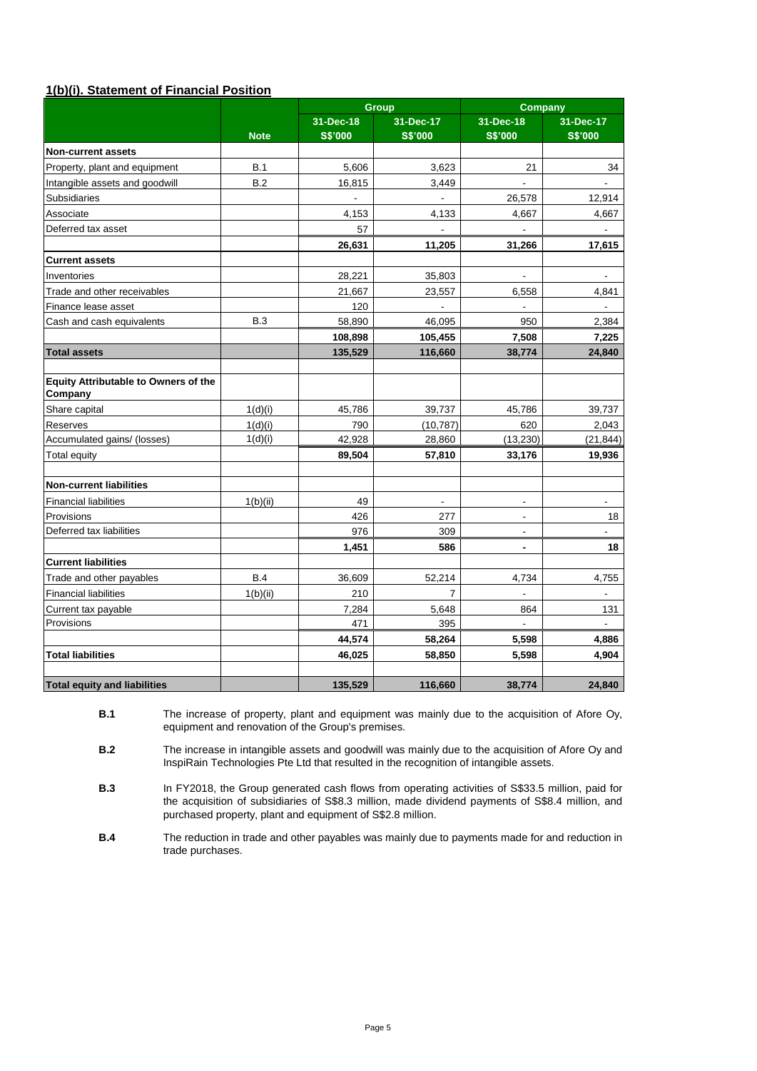## 1(b)(i). Statement of Financial Position

| | | Group | | Company | |
|---|---|---|---|---|---|
| | | 31-Dec-18 | 31-Dec-17 | 31-Dec-18 | 31-Dec-17 |
| | Note | S$'000 | S$'000 | S$'000 | S$'000 |
| **Non-current assets** | | | | | |
| Property, plant and equipment | B.1 | 5,606 | 3,623 | 21 | 34 |
| Intangible assets and goodwill | B.2 | 16,815 | 3,449 | - | - |
| Subsidiaries | | - | - | 26,578 | 12,914 |
| Associate | | 4,153 | 4,133 | 4,667 | 4,667 |
| Deferred tax asset | | 57 | - | - | - |
| | | **26,631** | **11,205** | **31,266** | **17,615** |
| **Current assets** | | | | | |
| Inventories | | 28,221 | 35,803 | - | - |
| Trade and other receivables | | 21,667 | 23,557 | 6,558 | 4,841 |
| Finance lease asset | | 120 | - | - | - |
| Cash and cash equivalents | B.3 | 58,890 | 46,095 | 950 | 2,384 |
| | | **108,898** | **105,455** | **7,508** | **7,225** |
| **Total assets** | | **135,529** | **116,660** | **38,774** | **24,840** |
| | | | | | |
| **Equity Attributable to Owners of the Company** | | | | | |
| Share capital | 1(d)(i) | 45,786 | 39,737 | 45,786 | 39,737 |
| Reserves | 1(d)(i) | 790 | (10,787) | 620 | 2,043 |
| Accumulated gains/ (losses) | 1(d)(i) | 42,928 | 28,860 | (13,230) | (21,844) |
| Total equity | | **89,504** | **57,810** | **33,176** | **19,936** |
| | | | | | |
| **Non-current liabilities** | | | | | |
| Financial liabilities | 1(b)(ii) | 49 | - | - | - |
| Provisions | | 426 | 277 | - | 18 |
| Deferred tax liabilities | | 976 | 309 | - | - |
| | | **1,451** | **586** | **-** | **18** |
| **Current liabilities** | | | | | |
| Trade and other payables | B.4 | 36,609 | 52,214 | 4,734 | 4,755 |
| Financial liabilities | 1(b)(ii) | 210 | 7 | - | - |
| Current tax payable | | 7,284 | 5,648 | 864 | 131 |
| Provisions | | 471 | 395 | - | - |
| | | **44,574** | **58,264** | **5,598** | **4,886** |
| **Total liabilities** | | **46,025** | **58,850** | **5,598** | **4,904** |
| | | | | | |
| **Total equity and liabilities** | | **135,529** | **116,660** | **38,774** | **24,840** |

**B.1** The increase of property, plant and equipment was mainly due to the acquisition of Afore Oy, equipment and renovation of the Group's premises.

**B.2** The increase in intangible assets and goodwill was mainly due to the acquisition of Afore Oy and InspiRain Technologies Pte Ltd that resulted in the recognition of intangible assets.

**B.3** In FY2018, the Group generated cash flows from operating activities of S$33.5 million, paid for the acquisition of subsidiaries of S$8.3 million, made dividend payments of S$8.4 million, and purchased property, plant and equipment of S$2.8 million.

**B.4** The reduction in trade and other payables was mainly due to payments made for and reduction in trade purchases.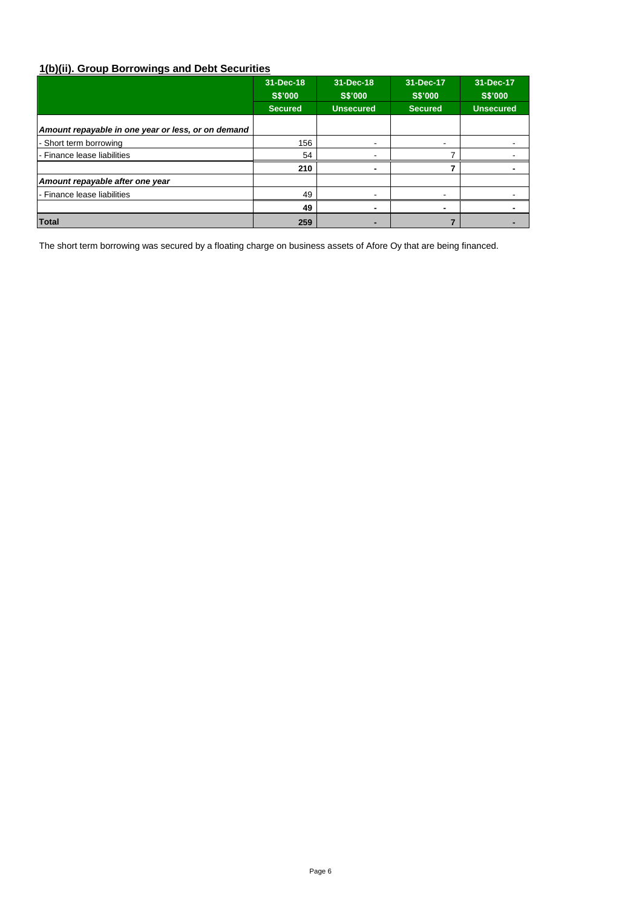## 1(b)(ii). Group Borrowings and Debt Securities

| | 31-Dec-18 S$'000 Secured | 31-Dec-18 S$'000 Unsecured | 31-Dec-17 S$'000 Secured | 31-Dec-17 S$'000 Unsecured |
|---|---|---|---|---|
| ***Amount repayable in one year or less, or on demand*** | | | | |
| - Short term borrowing | 156 | - | - | - |
| - Finance lease liabilities | 54 | - | 7 | - |
| | **210** | **-** | **7** | **-** |
| ***Amount repayable after one year*** | | | | |
| - Finance lease liabilities | 49 | - | - | - |
| | **49** | **-** | **-** | **-** |
| **Total** | **259** | **-** | **7** | **-** |

The short term borrowing was secured by a floating charge on business assets of Afore Oy that are being financed.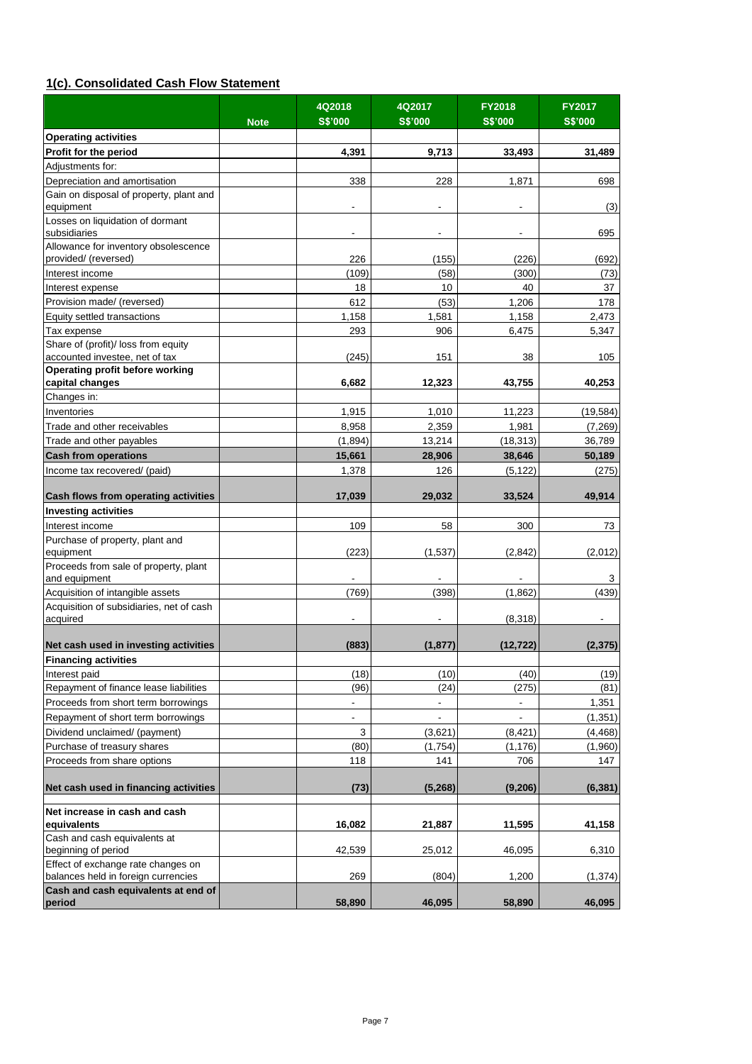## 1(c). Consolidated Cash Flow Statement

| | Note | 4Q2018 S$'000 | 4Q2017 S$'000 | FY2018 S$'000 | FY2017 S$'000 |
|---|---|---|---|---|---|
| **Operating activities** | | | | | |
| **Profit for the period** | | **4,391** | **9,713** | **33,493** | **31,489** |
| Adjustments for: | | | | | |
| Depreciation and amortisation | | 338 | 228 | 1,871 | 698 |
| Gain on disposal of property, plant and equipment | | - | - | - | (3) |
| Losses on liquidation of dormant subsidiaries | | - | - | - | 695 |
| Allowance for inventory obsolescence provided/ (reversed) | | 226 | (155) | (226) | (692) |
| Interest income | | (109) | (58) | (300) | (73) |
| Interest expense | | 18 | 10 | 40 | 37 |
| Provision made/ (reversed) | | 612 | (53) | 1,206 | 178 |
| Equity settled transactions | | 1,158 | 1,581 | 1,158 | 2,473 |
| Tax expense | | 293 | 906 | 6,475 | 5,347 |
| Share of (profit)/ loss from equity accounted investee, net of tax | | (245) | 151 | 38 | 105 |
| **Operating profit before working capital changes** | | **6,682** | **12,323** | **43,755** | **40,253** |
| Changes in: | | | | | |
| Inventories | | 1,915 | 1,010 | 11,223 | (19,584) |
| Trade and other receivables | | 8,958 | 2,359 | 1,981 | (7,269) |
| Trade and other payables | | (1,894) | 13,214 | (18,313) | 36,789 |
| **Cash from operations** | | **15,661** | **28,906** | **38,646** | **50,189** |
| Income tax recovered/ (paid) | | 1,378 | 126 | (5,122) | (275) |
| **Cash flows from operating activities** | | **17,039** | **29,032** | **33,524** | **49,914** |
| **Investing activities** | | | | | |
| Interest income | | 109 | 58 | 300 | 73 |
| Purchase of property, plant and equipment | | (223) | (1,537) | (2,842) | (2,012) |
| Proceeds from sale of property, plant and equipment | | - | - | - | 3 |
| Acquisition of intangible assets | | (769) | (398) | (1,862) | (439) |
| Acquisition of subsidiaries, net of cash acquired | | - | - | (8,318) | - |
| **Net cash used in investing activities** | | **(883)** | **(1,877)** | **(12,722)** | **(2,375)** |
| **Financing activities** | | | | | |
| Interest paid | | (18) | (10) | (40) | (19) |
| Repayment of finance lease liabilities | | (96) | (24) | (275) | (81) |
| Proceeds from short term borrowings | | - | - | - | 1,351 |
| Repayment of short term borrowings | | - | - | - | (1,351) |
| Dividend unclaimed/ (payment) | | 3 | (3,621) | (8,421) | (4,468) |
| Purchase of treasury shares | | (80) | (1,754) | (1,176) | (1,960) |
| Proceeds from share options | | 118 | 141 | 706 | 147 |
| **Net cash used in financing activities** | | **(73)** | **(5,268)** | **(9,206)** | **(6,381)** |
| **Net increase in cash and cash equivalents** | | **16,082** | **21,887** | **11,595** | **41,158** |
| Cash and cash equivalents at beginning of period | | 42,539 | 25,012 | 46,095 | 6,310 |
| Effect of exchange rate changes on balances held in foreign currencies | | 269 | (804) | 1,200 | (1,374) |
| **Cash and cash equivalents at end of period** | | **58,890** | **46,095** | **58,890** | **46,095** |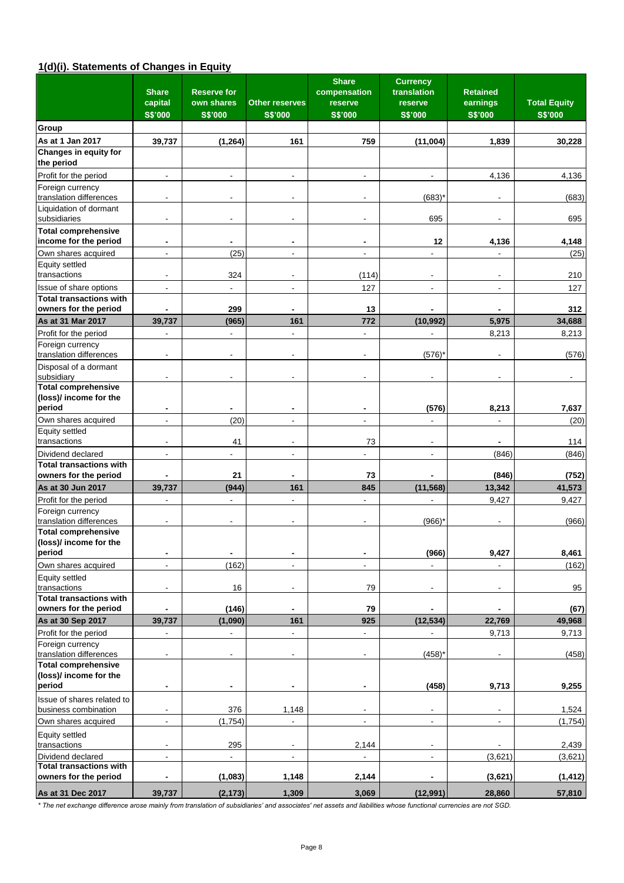## 1(d)(i). Statements of Changes in Equity

| | Share capital S$'000 | Reserve for own shares S$'000 | Other reserves S$'000 | Share compensation reserve S$'000 | Currency translation reserve S$'000 | Retained earnings S$'000 | Total Equity S$'000 |
|---|---|---|---|---|---|---|---|
| **Group** | | | | | | | |
| **As at 1 Jan 2017** | **39,737** | **(1,264)** | **161** | **759** | **(11,004)** | **1,839** | **30,228** |
| **Changes in equity for the period** | | | | | | | |
| Profit for the period | - | - | - | - | - | 4,136 | 4,136 |
| Foreign currency translation differences | - | - | - | - | (683)* | - | (683) |
| Liquidation of dormant subsidiaries | - | - | - | - | 695 | - | 695 |
| **Total comprehensive income for the period** | **-** | **-** | **-** | **-** | **12** | **4,136** | **4,148** |
| Own shares acquired | - | (25) | - | - | - | - | (25) |
| Equity settled transactions | - | 324 | - | (114) | - | - | 210 |
| Issue of share options | - | - | - | 127 | - | - | 127 |
| **Total transactions with owners for the period** | **-** | **299** | **-** | **13** | **-** | **-** | **312** |
| **As at 31 Mar 2017** | **39,737** | **(965)** | **161** | **772** | **(10,992)** | **5,975** | **34,688** |
| Profit for the period | - | - | - | - | - | 8,213 | 8,213 |
| Foreign currency translation differences | - | - | - | - | (576)* | - | (576) |
| Disposal of a dormant subsidiary | - | - | - | - | - | - | - |
| **Total comprehensive (loss)/ income for the period** | **-** | **-** | **-** | **-** | **(576)** | **8,213** | **7,637** |
| Own shares acquired | - | (20) | - | - | - | - | (20) |
| Equity settled transactions | - | 41 | - | 73 | - | - | 114 |
| Dividend declared | - | - | - | - | - | (846) | (846) |
| **Total transactions with owners for the period** | **-** | **21** | **-** | **73** | **-** | **(846)** | **(752)** |
| **As at 30 Jun 2017** | **39,737** | **(944)** | **161** | **845** | **(11,568)** | **13,342** | **41,573** |
| Profit for the period | - | - | - | - | - | 9,427 | 9,427 |
| Foreign currency translation differences | - | - | - | - | (966)* | - | (966) |
| **Total comprehensive (loss)/ income for the period** | **-** | **-** | **-** | **-** | **(966)** | **9,427** | **8,461** |
| Own shares acquired | - | (162) | - | - | - | - | (162) |
| Equity settled transactions | - | 16 | - | 79 | - | - | 95 |
| **Total transactions with owners for the period** | **-** | **(146)** | **-** | **79** | **-** | **-** | **(67)** |
| **As at 30 Sep 2017** | **39,737** | **(1,090)** | **161** | **925** | **(12,534)** | **22,769** | **49,968** |
| Profit for the period | - | - | - | - | - | 9,713 | 9,713 |
| Foreign currency translation differences | - | - | - | - | (458)* | - | (458) |
| **Total comprehensive (loss)/ income for the period** | **-** | **-** | **-** | **-** | **(458)** | **9,713** | **9,255** |
| Issue of shares related to business combination | - | 376 | 1,148 | - | - | - | 1,524 |
| Own shares acquired | - | (1,754) | - | - | - | - | (1,754) |
| Equity settled transactions | - | 295 | - | 2,144 | - | - | 2,439 |
| Dividend declared | - | - | - | - | - | (3,621) | (3,621) |
| **Total transactions with owners for the period** | **-** | **(1,083)** | **1,148** | **2,144** | **-** | **(3,621)** | **(1,412)** |
| **As at 31 Dec 2017** | **39,737** | **(2,173)** | **1,309** | **3,069** | **(12,991)** | **28,860** | **57,810** |

*\* The net exchange difference arose mainly from translation of subsidiaries' and associates' net assets and liabilities whose functional currencies are not SGD.*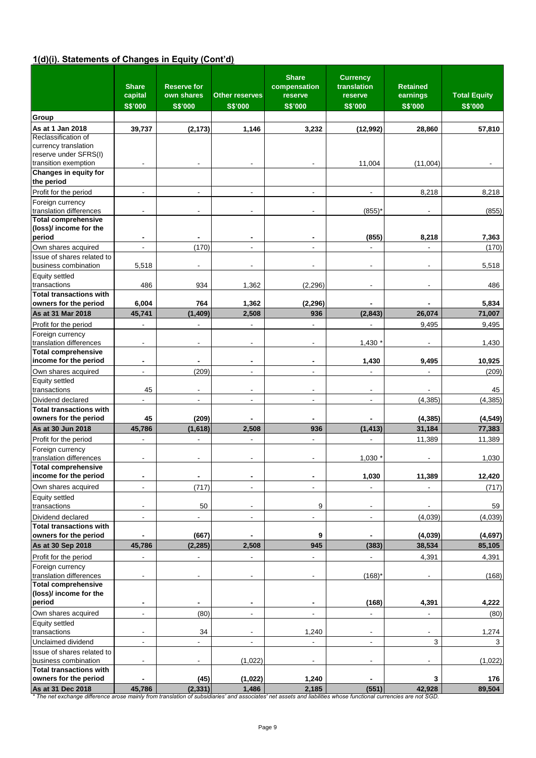## 1(d)(i). Statements of Changes in Equity (Cont'd)

| | Share capital | Reserve for own shares | Other reserves | Share compensation reserve | Currency translation reserve | Retained earnings | Total Equity |
|---|---|---|---|---|---|---|---|
| | S$'000 | S$'000 | S$'000 | S$'000 | S$'000 | S$'000 | S$'000 |
| **Group** | | | | | | | |
| **As at 1 Jan 2018** | **39,737** | **(2,173)** | **1,146** | **3,232** | **(12,992)** | **28,860** | **57,810** |
| Reclassification of currency translation reserve under SFRS(I) transition exemption | - | - | - | - | 11,004 | (11,004) | - |
| **Changes in equity for the period** | | | | | | | |
| Profit for the period | - | - | - | - | - | 8,218 | 8,218 |
| Foreign currency translation differences | - | - | - | - | (855)* | - | (855) |
| **Total comprehensive (loss)/ income for the period** | **-** | **-** | **-** | **-** | **(855)** | **8,218** | **7,363** |
| Own shares acquired | - | (170) | - | - | - | - | (170) |
| Issue of shares related to business combination | 5,518 | - | - | - | - | - | 5,518 |
| Equity settled transactions | 486 | 934 | 1,362 | (2,296) | - | - | 486 |
| **Total transactions with owners for the period** | **6,004** | **764** | **1,362** | **(2,296)** | **-** | **-** | **5,834** |
| **As at 31 Mar 2018** | **45,741** | **(1,409)** | **2,508** | **936** | **(2,843)** | **26,074** | **71,007** |
| Profit for the period | - | - | - | - | - | 9,495 | 9,495 |
| Foreign currency translation differences | - | - | - | - | 1,430 * | - | 1,430 |
| **Total comprehensive income for the period** | **-** | **-** | **-** | **-** | **1,430** | **9,495** | **10,925** |
| Own shares acquired | - | (209) | - | - | - | - | (209) |
| Equity settled transactions | 45 | - | - | - | - | - | 45 |
| Dividend declared | - | - | - | - | - | (4,385) | (4,385) |
| **Total transactions with owners for the period** | **45** | **(209)** | **-** | **-** | **-** | **(4,385)** | **(4,549)** |
| **As at 30 Jun 2018** | **45,786** | **(1,618)** | **2,508** | **936** | **(1,413)** | **31,184** | **77,383** |
| Profit for the period | - | - | - | - | - | 11,389 | 11,389 |
| Foreign currency translation differences | - | - | - | - | 1,030 * | - | 1,030 |
| **Total comprehensive income for the period** | **-** | **-** | **-** | **-** | **1,030** | **11,389** | **12,420** |
| Own shares acquired | - | (717) | - | - | - | - | (717) |
| Equity settled transactions | - | 50 | - | 9 | - | - | 59 |
| Dividend declared | - | - | - | - | - | (4,039) | (4,039) |
| **Total transactions with owners for the period** | **-** | **(667)** | **-** | **9** | **-** | **(4,039)** | **(4,697)** |
| **As at 30 Sep 2018** | **45,786** | **(2,285)** | **2,508** | **945** | **(383)** | **38,534** | **85,105** |
| Profit for the period | - | - | - | - | - | 4,391 | 4,391 |
| Foreign currency translation differences | - | - | - | - | (168)* | - | (168) |
| **Total comprehensive (loss)/ income for the period** | **-** | **-** | **-** | **-** | **(168)** | **4,391** | **4,222** |
| Own shares acquired | - | (80) | - | - | - | - | (80) |
| Equity settled transactions | - | 34 | - | 1,240 | - | - | 1,274 |
| Unclaimed dividend | - | - | - | - | - | 3 | 3 |
| Issue of shares related to business combination | - | - | (1,022) | - | - | - | (1,022) |
| **Total transactions with owners for the period** | **-** | **(45)** | **(1,022)** | **1,240** | **-** | **3** | **176** |
| **As at 31 Dec 2018** | **45,786** | **(2,331)** | **1,486** | **2,185** | **(551)** | **42,928** | **89,504** |

*\* The net exchange difference arose mainly from translation of subsidiaries' and associates' net assets and liabilities whose functional currencies are not SGD.*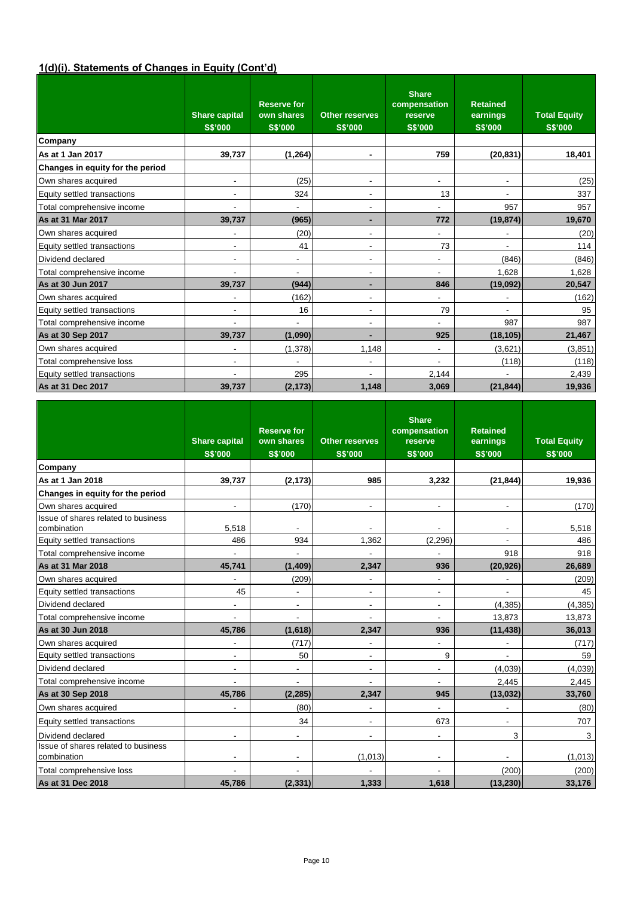## 1(d)(i). Statements of Changes in Equity (Cont'd)

| | Share capital S$'000 | Reserve for own shares S$'000 | Other reserves S$'000 | Share compensation reserve S$'000 | Retained earnings S$'000 | Total Equity S$'000 |
|---|---|---|---|---|---|---|
| **Company** | | | | | | |
| **As at 1 Jan 2017** | **39,737** | **(1,264)** | **-** | **759** | **(20,831)** | **18,401** |
| **Changes in equity for the period** | | | | | | |
| Own shares acquired | - | (25) | - | - | - | (25) |
| Equity settled transactions | - | 324 | - | 13 | - | 337 |
| Total comprehensive income | - | - | - | - | 957 | 957 |
| **As at 31 Mar 2017** | **39,737** | **(965)** | **-** | **772** | **(19,874)** | **19,670** |
| Own shares acquired | - | (20) | - | - | - | (20) |
| Equity settled transactions | - | 41 | - | 73 | - | 114 |
| Dividend declared | - | - | - | - | (846) | (846) |
| Total comprehensive income | - | - | - | - | 1,628 | 1,628 |
| **As at 30 Jun 2017** | **39,737** | **(944)** | **-** | **846** | **(19,092)** | **20,547** |
| Own shares acquired | - | (162) | - | - | - | (162) |
| Equity settled transactions | - | 16 | - | 79 | - | 95 |
| Total comprehensive income | - | - | - | - | 987 | 987 |
| **As at 30 Sep 2017** | **39,737** | **(1,090)** | **-** | **925** | **(18,105)** | **21,467** |
| Own shares acquired | - | (1,378) | 1,148 | - | (3,621) | (3,851) |
| Total comprehensive loss | - | - | - | - | (118) | (118) |
| Equity settled transactions | - | 295 | - | 2,144 | - | 2,439 |
| **As at 31 Dec 2017** | **39,737** | **(2,173)** | **1,148** | **3,069** | **(21,844)** | **19,936** |

| | Share capital S$'000 | Reserve for own shares S$'000 | Other reserves S$'000 | Share compensation reserve S$'000 | Retained earnings S$'000 | Total Equity S$'000 |
|---|---|---|---|---|---|---|
| **Company** | | | | | | |
| **As at 1 Jan 2018** | **39,737** | **(2,173)** | **985** | **3,232** | **(21,844)** | **19,936** |
| **Changes in equity for the period** | | | | | | |
| Own shares acquired | - | (170) | - | - | - | (170) |
| Issue of shares related to business combination | 5,518 | - | - | - | - | 5,518 |
| Equity settled transactions | 486 | 934 | 1,362 | (2,296) | - | 486 |
| Total comprehensive income | - | - | - | - | 918 | 918 |
| **As at 31 Mar 2018** | **45,741** | **(1,409)** | **2,347** | **936** | **(20,926)** | **26,689** |
| Own shares acquired | - | (209) | - | - | - | (209) |
| Equity settled transactions | 45 | - | - | - | - | 45 |
| Dividend declared | - | - | - | - | (4,385) | (4,385) |
| Total comprehensive income | - | - | - | - | 13,873 | 13,873 |
| **As at 30 Jun 2018** | **45,786** | **(1,618)** | **2,347** | **936** | **(11,438)** | **36,013** |
| Own shares acquired | - | (717) | - | - | - | (717) |
| Equity settled transactions | - | 50 | - | 9 | - | 59 |
| Dividend declared | - | - | - | - | (4,039) | (4,039) |
| Total comprehensive income | - | - | - | - | 2,445 | 2,445 |
| **As at 30 Sep 2018** | **45,786** | **(2,285)** | **2,347** | **945** | **(13,032)** | **33,760** |
| Own shares acquired | - | (80) | - | - | - | (80) |
| Equity settled transactions | | 34 | - | 673 | - | 707 |
| Dividend declared | - | - | - | - | 3 | 3 |
| Issue of shares related to business combination | - | - | (1,013) | - | - | (1,013) |
| Total comprehensive loss | - | - | - | - | (200) | (200) |
| **As at 31 Dec 2018** | **45,786** | **(2,331)** | **1,333** | **1,618** | **(13,230)** | **33,176** |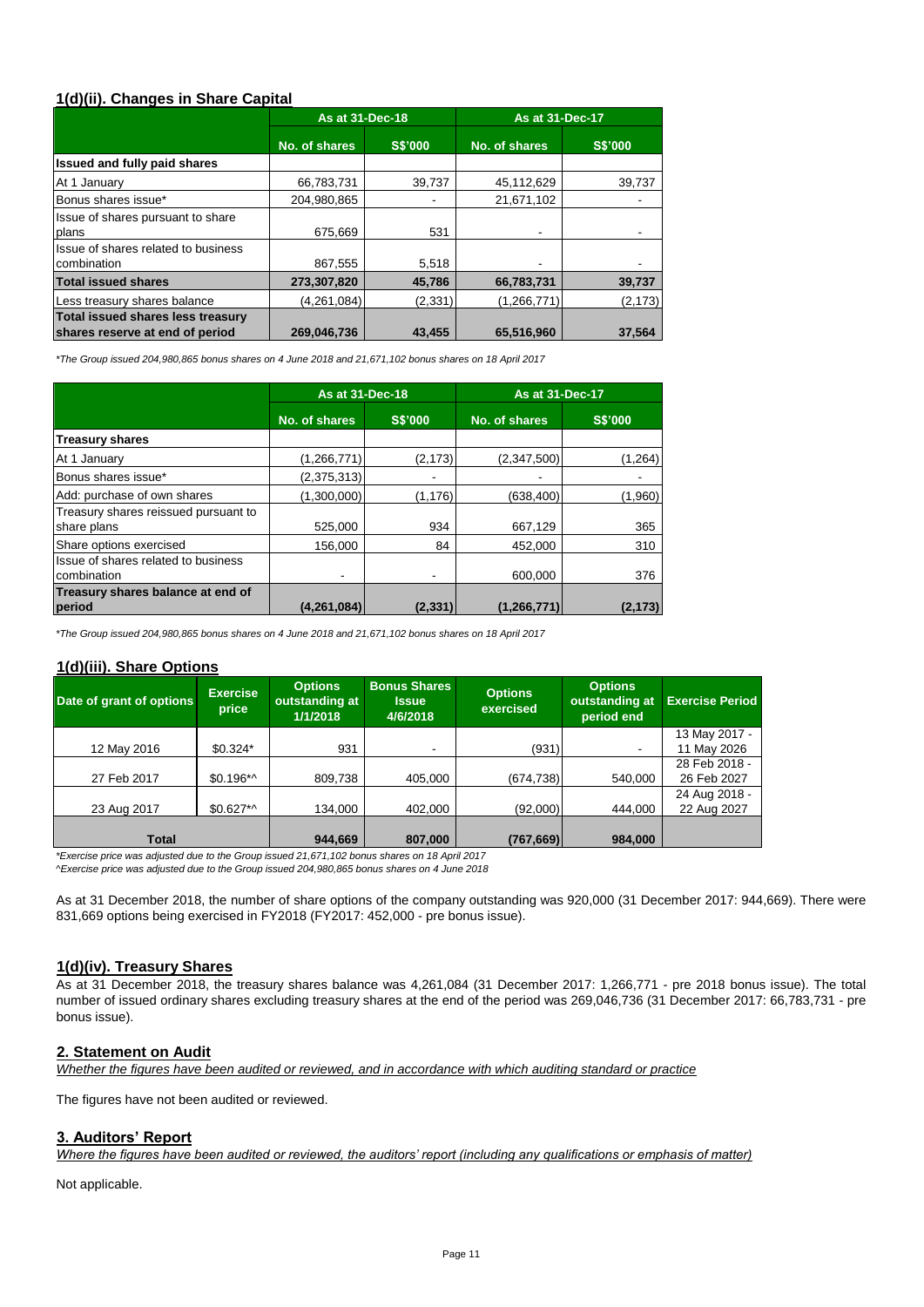## 1(d)(ii). Changes in Share Capital

| | As at 31-Dec-18 | | As at 31-Dec-17 | |
|---|---|---|---|---|
| | No. of shares | S$'000 | No. of shares | S$'000 |
| **Issued and fully paid shares** | | | | |
| At 1 January | 66,783,731 | 39,737 | 45,112,629 | 39,737 |
| Bonus shares issue* | 204,980,865 | - | 21,671,102 | - |
| Issue of shares pursuant to share plans | 675,669 | 531 | - | - |
| Issue of shares related to business combination | 867,555 | 5,518 | - | - |
| **Total issued shares** | **273,307,820** | **45,786** | **66,783,731** | **39,737** |
| Less treasury shares balance | (4,261,084) | (2,331) | (1,266,771) | (2,173) |
| **Total issued shares less treasury shares reserve at end of period** | **269,046,736** | **43,455** | **65,516,960** | **37,564** |

*The Group issued 204,980,865 bonus shares on 4 June 2018 and 21,671,102 bonus shares on 18 April 2017*

| | As at 31-Dec-18 | | As at 31-Dec-17 | |
|---|---|---|---|---|
| | No. of shares | S$'000 | No. of shares | S$'000 |
| **Treasury shares** | | | | |
| At 1 January | (1,266,771) | (2,173) | (2,347,500) | (1,264) |
| Bonus shares issue* | (2,375,313) | - | - | - |
| Add: purchase of own shares | (1,300,000) | (1,176) | (638,400) | (1,960) |
| Treasury shares reissued pursuant to share plans | 525,000 | 934 | 667,129 | 365 |
| Share options exercised | 156,000 | 84 | 452,000 | 310 |
| Issue of shares related to business combination | - | - | 600,000 | 376 |
| **Treasury shares balance at end of period** | **(4,261,084)** | **(2,331)** | **(1,266,771)** | **(2,173)** |

*The Group issued 204,980,865 bonus shares on 4 June 2018 and 21,671,102 bonus shares on 18 April 2017*

## 1(d)(iii). Share Options

| Date of grant of options | Exercise price | Options outstanding at 1/1/2018 | Bonus Shares Issue 4/6/2018 | Options exercised | Options outstanding at period end | Exercise Period |
|---|---|---|---|---|---|---|
| 12 May 2016 | $0.324* | 931 | - | (931) | - | 13 May 2017 - 11 May 2026 |
| 27 Feb 2017 | $0.196*^ | 809,738 | 405,000 | (674,738) | 540,000 | 28 Feb 2018 - 26 Feb 2027 |
| 23 Aug 2017 | $0.627*^ | 134,000 | 402,000 | (92,000) | 444,000 | 24 Aug 2018 - 22 Aug 2027 |
| **Total** | | **944,669** | **807,000** | **(767,669)** | **984,000** | |

*Exercise price was adjusted due to the Group issued 21,671,102 bonus shares on 18 April 2017*
*^Exercise price was adjusted due to the Group issued 204,980,865 bonus shares on 4 June 2018*

As at 31 December 2018, the number of share options of the company outstanding was 920,000 (31 December 2017: 944,669). There were 831,669 options being exercised in FY2018 (FY2017: 452,000 - pre bonus issue).

## 1(d)(iv). Treasury Shares

As at 31 December 2018, the treasury shares balance was 4,261,084 (31 December 2017: 1,266,771 - pre 2018 bonus issue). The total number of issued ordinary shares excluding treasury shares at the end of the period was 269,046,736 (31 December 2017: 66,783,731 - pre bonus issue).

## 2. Statement on Audit

*Whether the figures have been audited or reviewed, and in accordance with which auditing standard or practice*

The figures have not been audited or reviewed.

## 3. Auditors' Report

*Where the figures have been audited or reviewed, the auditors' report (including any qualifications or emphasis of matter)*

Not applicable.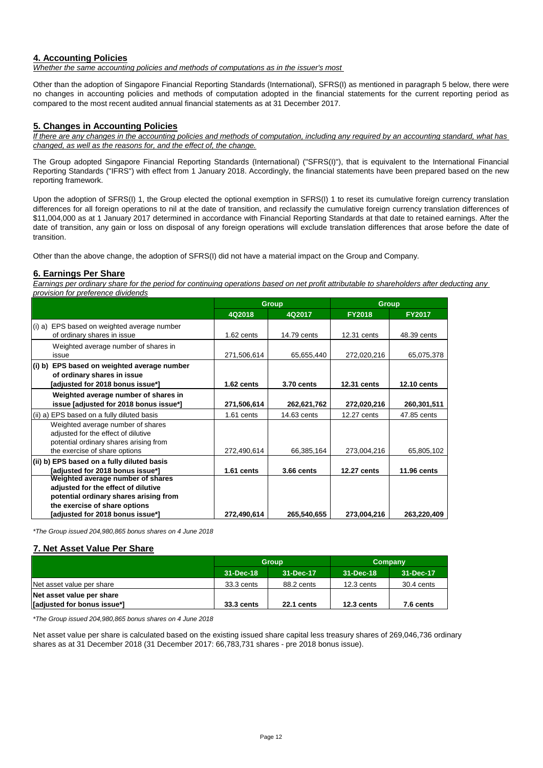## 4. Accounting Policies

*Whether the same accounting policies and methods of computations as in the issuer's most*

Other than the adoption of Singapore Financial Reporting Standards (International), SFRS(I) as mentioned in paragraph 5 below, there were no changes in accounting policies and methods of computation adopted in the financial statements for the current reporting period as compared to the most recent audited annual financial statements as at 31 December 2017.

## 5. Changes in Accounting Policies

*If there are any changes in the accounting policies and methods of computation, including any required by an accounting standard, what has changed, as well as the reasons for, and the effect of, the change.*

The Group adopted Singapore Financial Reporting Standards (International) ("SFRS(I)"), that is equivalent to the International Financial Reporting Standards ("IFRS") with effect from 1 January 2018. Accordingly, the financial statements have been prepared based on the new reporting framework.

Upon the adoption of SFRS(I) 1, the Group elected the optional exemption in SFRS(I) 1 to reset its cumulative foreign currency translation differences for all foreign operations to nil at the date of transition, and reclassify the cumulative foreign currency translation differences of $11,004,000 as at 1 January 2017 determined in accordance with Financial Reporting Standards at that date to retained earnings. After the date of transition, any gain or loss on disposal of any foreign operations will exclude translation differences that arose before the date of transition.

Other than the above change, the adoption of SFRS(I) did not have a material impact on the Group and Company.

## 6. Earnings Per Share

*Earnings per ordinary share for the period for continuing operations based on net profit attributable to shareholders after deducting any provision for preference dividends*

| | Group | | Group | |
|---|---|---|---|---|
| | 4Q2018 | 4Q2017 | FY2018 | FY2017 |
| (i) a) EPS based on weighted average number of ordinary shares in issue | 1.62 cents | 14.79 cents | 12.31 cents | 48.39 cents |
| Weighted average number of shares in issue | 271,506,614 | 65,655,440 | 272,020,216 | 65,075,378 |
| **(i) b) EPS based on weighted average number of ordinary shares in issue [adjusted for 2018 bonus issue*]** | **1.62 cents** | **3.70 cents** | **12.31 cents** | **12.10 cents** |
| **Weighted average number of shares in issue [adjusted for 2018 bonus issue*]** | **271,506,614** | **262,621,762** | **272,020,216** | **260,301,511** |
| (ii) a) EPS based on a fully diluted basis | 1.61 cents | 14.63 cents | 12.27 cents | 47.85 cents |
| Weighted average number of shares adjusted for the effect of dilutive potential ordinary shares arising from the exercise of share options | 272,490,614 | 66,385,164 | 273,004,216 | 65,805,102 |
| **(ii) b) EPS based on a fully diluted basis [adjusted for 2018 bonus issue*]** | **1.61 cents** | **3.66 cents** | **12.27 cents** | **11.96 cents** |
| **Weighted average number of shares adjusted for the effect of dilutive potential ordinary shares arising from the exercise of share options [adjusted for 2018 bonus issue*]** | **272,490,614** | **265,540,655** | **273,004,216** | **263,220,409** |

*\*The Group issued 204,980,865 bonus shares on 4 June 2018*

## 7. Net Asset Value Per Share

| | Group | | Company | |
|---|---|---|---|---|
| | 31-Dec-18 | 31-Dec-17 | 31-Dec-18 | 31-Dec-17 |
| Net asset value per share | 33.3 cents | 88.2 cents | 12.3 cents | 30.4 cents |
| **Net asset value per share [adjusted for bonus issue*]** | **33.3 cents** | **22.1 cents** | **12.3 cents** | **7.6 cents** |

*\*The Group issued 204,980,865 bonus shares on 4 June 2018*

Net asset value per share is calculated based on the existing issued share capital less treasury shares of 269,046,736 ordinary shares as at 31 December 2018 (31 December 2017: 66,783,731 shares - pre 2018 bonus issue).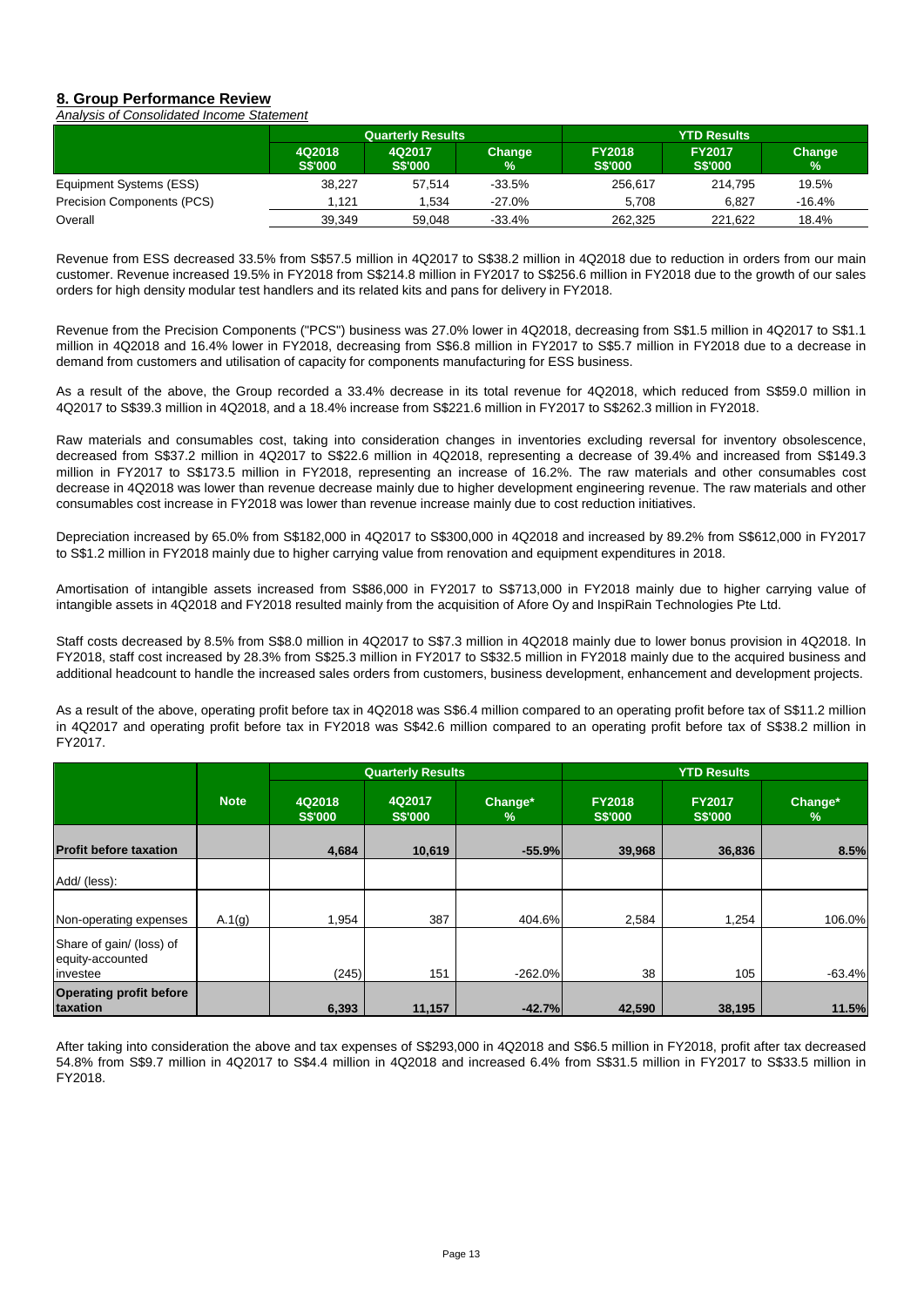## 8. Group Performance Review

*Analysis of Consolidated Income Statement*

| | Quarterly Results | | | YTD Results | | |
|---|---|---|---|---|---|---|
| | 4Q2018 S$'000 | 4Q2017 S$'000 | Change % | FY2018 S$'000 | FY2017 S$'000 | Change % |
| Equipment Systems (ESS) | 38,227 | 57,514 | -33.5% | 256,617 | 214,795 | 19.5% |
| Precision Components (PCS) | 1,121 | 1,534 | -27.0% | 5,708 | 6,827 | -16.4% |
| Overall | 39,349 | 59,048 | -33.4% | 262,325 | 221,622 | 18.4% |

Revenue from ESS decreased 33.5% from S$57.5 million in 4Q2017 to S$38.2 million in 4Q2018 due to reduction in orders from our main customer. Revenue increased 19.5% in FY2018 from S$214.8 million in FY2017 to S$256.6 million in FY2018 due to the growth of our sales orders for high density modular test handlers and its related kits and pans for delivery in FY2018.

Revenue from the Precision Components ("PCS") business was 27.0% lower in 4Q2018, decreasing from S$1.5 million in 4Q2017 to S$1.1 million in 4Q2018 and 16.4% lower in FY2018, decreasing from S$6.8 million in FY2017 to S$5.7 million in FY2018 due to a decrease in demand from customers and utilisation of capacity for components manufacturing for ESS business.

As a result of the above, the Group recorded a 33.4% decrease in its total revenue for 4Q2018, which reduced from S$59.0 million in 4Q2017 to S$39.3 million in 4Q2018, and a 18.4% increase from S$221.6 million in FY2017 to S$262.3 million in FY2018.

Raw materials and consumables cost, taking into consideration changes in inventories excluding reversal for inventory obsolescence, decreased from S$37.2 million in 4Q2017 to S$22.6 million in 4Q2018, representing a decrease of 39.4% and increased from S$149.3 million in FY2017 to S$173.5 million in FY2018, representing an increase of 16.2%. The raw materials and other consumables cost decrease in 4Q2018 was lower than revenue decrease mainly due to higher development engineering revenue. The raw materials and other consumables cost increase in FY2018 was lower than revenue increase mainly due to cost reduction initiatives.

Depreciation increased by 65.0% from S$182,000 in 4Q2017 to S$300,000 in 4Q2018 and increased by 89.2% from S$612,000 in FY2017 to S$1.2 million in FY2018 mainly due to higher carrying value from renovation and equipment expenditures in 2018.

Amortisation of intangible assets increased from S$86,000 in FY2017 to S$713,000 in FY2018 mainly due to higher carrying value of intangible assets in 4Q2018 and FY2018 resulted mainly from the acquisition of Afore Oy and InspiRain Technologies Pte Ltd.

Staff costs decreased by 8.5% from S$8.0 million in 4Q2017 to S$7.3 million in 4Q2018 mainly due to lower bonus provision in 4Q2018. In FY2018, staff cost increased by 28.3% from S$25.3 million in FY2017 to S$32.5 million in FY2018 mainly due to the acquired business and additional headcount to handle the increased sales orders from customers, business development, enhancement and development projects.

As a result of the above, operating profit before tax in 4Q2018 was S$6.4 million compared to an operating profit before tax of S$11.2 million in 4Q2017 and operating profit before tax in FY2018 was S$42.6 million compared to an operating profit before tax of S$38.2 million in FY2017.

| | | Quarterly Results | | | YTD Results | | |
|---|---|---|---|---|---|---|---|
| | Note | 4Q2018 S$'000 | 4Q2017 S$'000 | Change* % | FY2018 S$'000 | FY2017 S$'000 | Change* % |
| **Profit before taxation** | | **4,684** | **10,619** | **-55.9%** | **39,968** | **36,836** | **8.5%** |
| Add/ (less): | | | | | | | |
| Non-operating expenses | A.1(g) | 1,954 | 387 | 404.6% | 2,584 | 1,254 | 106.0% |
| Share of gain/ (loss) of equity-accounted investee | | (245) | 151 | -262.0% | 38 | 105 | -63.4% |
| **Operating profit before taxation** | | **6,393** | **11,157** | **-42.7%** | **42,590** | **38,195** | **11.5%** |

After taking into consideration the above and tax expenses of S$293,000 in 4Q2018 and S$6.5 million in FY2018, profit after tax decreased 54.8% from S$9.7 million in 4Q2017 to S$4.4 million in 4Q2018 and increased 6.4% from S$31.5 million in FY2017 to S$33.5 million in FY2018.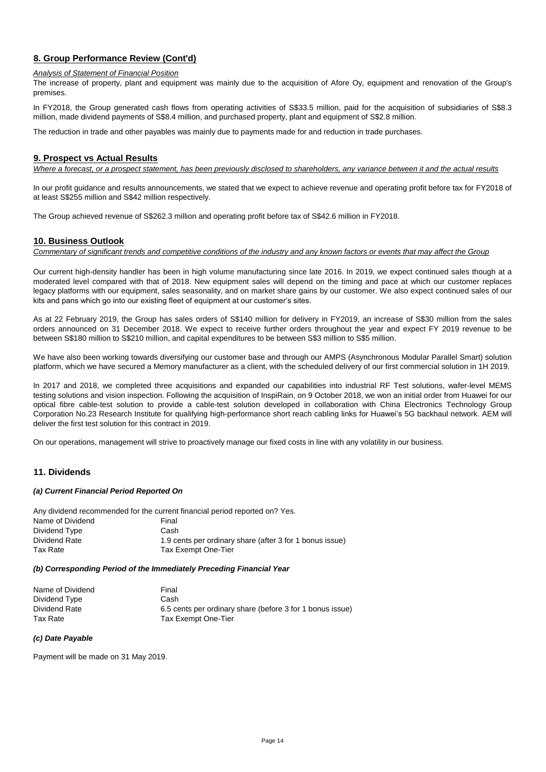## 8. Group Performance Review (Cont'd)

*Analysis of Statement of Financial Position*

The increase of property, plant and equipment was mainly due to the acquisition of Afore Oy, equipment and renovation of the Group's premises.

In FY2018, the Group generated cash flows from operating activities of S$33.5 million, paid for the acquisition of subsidiaries of S$8.3 million, made dividend payments of S$8.4 million, and purchased property, plant and equipment of S$2.8 million.

The reduction in trade and other payables was mainly due to payments made for and reduction in trade purchases.

## 9. Prospect vs Actual Results

*Where a forecast, or a prospect statement, has been previously disclosed to shareholders, any variance between it and the actual results*

In our profit guidance and results announcements, we stated that we expect to achieve revenue and operating profit before tax for FY2018 of at least S$255 million and S$42 million respectively.

The Group achieved revenue of S$262.3 million and operating profit before tax of S$42.6 million in FY2018.

## 10. Business Outlook

*Commentary of significant trends and competitive conditions of the industry and any known factors or events that may affect the Group*

Our current high-density handler has been in high volume manufacturing since late 2016. In 2019, we expect continued sales though at a moderated level compared with that of 2018. New equipment sales will depend on the timing and pace at which our customer replaces legacy platforms with our equipment, sales seasonality, and on market share gains by our customer. We also expect continued sales of our kits and pans which go into our existing fleet of equipment at our customer's sites.

As at 22 February 2019, the Group has sales orders of S$140 million for delivery in FY2019, an increase of S$30 million from the sales orders announced on 31 December 2018. We expect to receive further orders throughout the year and expect FY 2019 revenue to be between S$180 million to S$210 million, and capital expenditures to be between S$3 million to S$5 million.

We have also been working towards diversifying our customer base and through our AMPS (Asynchronous Modular Parallel Smart) solution platform, which we have secured a Memory manufacturer as a client, with the scheduled delivery of our first commercial solution in 1H 2019.

In 2017 and 2018, we completed three acquisitions and expanded our capabilities into industrial RF Test solutions, wafer-level MEMS testing solutions and vision inspection. Following the acquisition of InspiRain, on 9 October 2018, we won an initial order from Huawei for our optical fibre cable-test solution to provide a cable-test solution developed in collaboration with China Electronics Technology Group Corporation No.23 Research Institute for qualifying high-performance short reach cabling links for Huawei's 5G backhaul network. AEM will deliver the first test solution for this contract in 2019.

On our operations, management will strive to proactively manage our fixed costs in line with any volatility in our business.

## 11. Dividends

### *(a) Current Financial Period Reported On*

Any dividend recommended for the current financial period reported on? Yes.

| | |
|---|---|
| Name of Dividend | Final |
| Dividend Type | Cash |
| Dividend Rate | 1.9 cents per ordinary share (after 3 for 1 bonus issue) |
| Tax Rate | Tax Exempt One-Tier |

### *(b) Corresponding Period of the Immediately Preceding Financial Year*

| | |
|---|---|
| Name of Dividend | Final |
| Dividend Type | Cash |
| Dividend Rate | 6.5 cents per ordinary share (before 3 for 1 bonus issue) |
| Tax Rate | Tax Exempt One-Tier |

### *(c) Date Payable*

Payment will be made on 31 May 2019.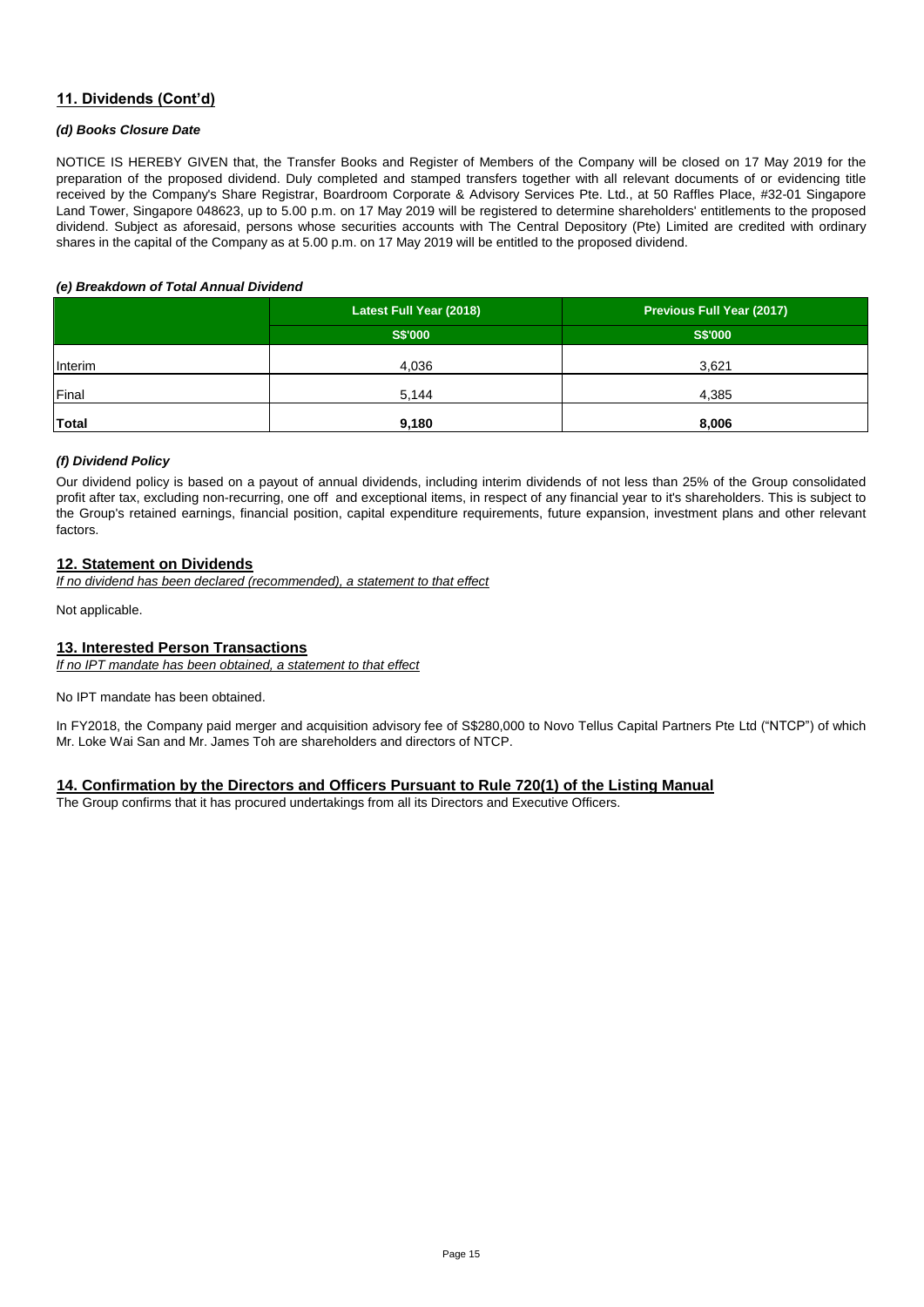## 11. Dividends (Cont'd)

### *(d) Books Closure Date*

NOTICE IS HEREBY GIVEN that, the Transfer Books and Register of Members of the Company will be closed on 17 May 2019 for the preparation of the proposed dividend. Duly completed and stamped transfers together with all relevant documents of or evidencing title received by the Company's Share Registrar, Boardroom Corporate & Advisory Services Pte. Ltd., at 50 Raffles Place, #32-01 Singapore Land Tower, Singapore 048623, up to 5.00 p.m. on 17 May 2019 will be registered to determine shareholders' entitlements to the proposed dividend. Subject as aforesaid, persons whose securities accounts with The Central Depository (Pte) Limited are credited with ordinary shares in the capital of the Company as at 5.00 p.m. on 17 May 2019 will be entitled to the proposed dividend.

### *(e) Breakdown of Total Annual Dividend*

| | Latest Full Year (2018) | Previous Full Year (2017) |
|---|---|---|
| | S$'000 | S$'000 |
| Interim | 4,036 | 3,621 |
| Final | 5,144 | 4,385 |
| **Total** | **9,180** | **8,006** |

### *(f) Dividend Policy*

Our dividend policy is based on a payout of annual dividends, including interim dividends of not less than 25% of the Group consolidated profit after tax, excluding non-recurring, one off and exceptional items, in respect of any financial year to it's shareholders. This is subject to the Group's retained earnings, financial position, capital expenditure requirements, future expansion, investment plans and other relevant factors.

## 12. Statement on Dividends

*If no dividend has been declared (recommended), a statement to that effect*

Not applicable.

## 13. Interested Person Transactions

*If no IPT mandate has been obtained, a statement to that effect*

No IPT mandate has been obtained.

In FY2018, the Company paid merger and acquisition advisory fee of S$280,000 to Novo Tellus Capital Partners Pte Ltd ("NTCP") of which Mr. Loke Wai San and Mr. James Toh are shareholders and directors of NTCP.

## 14. Confirmation by the Directors and Officers Pursuant to Rule 720(1) of the Listing Manual

The Group confirms that it has procured undertakings from all its Directors and Executive Officers.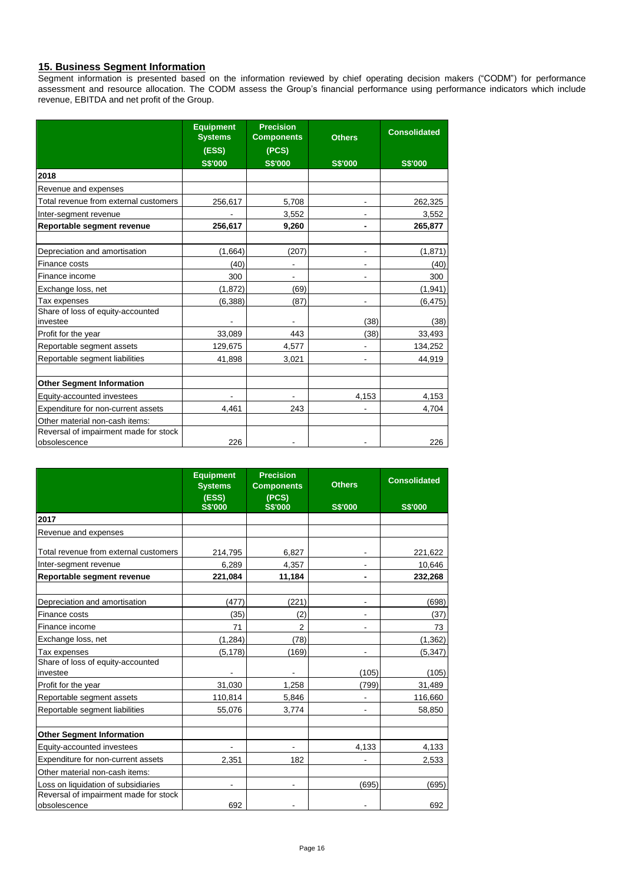## 15. Business Segment Information

Segment information is presented based on the information reviewed by chief operating decision makers ("CODM") for performance assessment and resource allocation. The CODM assess the Group's financial performance using performance indicators which include revenue, EBITDA and net profit of the Group.

| | Equipment Systems (ESS) S$'000 | Precision Components (PCS) S$'000 | Others S$'000 | Consolidated S$'000 |
|---|---|---|---|---|
| **2018** | | | | |
| Revenue and expenses | | | | |
| Total revenue from external customers | 256,617 | 5,708 | - | 262,325 |
| Inter-segment revenue | - | 3,552 | - | 3,552 |
| **Reportable segment revenue** | **256,617** | **9,260** | **-** | **265,877** |
| | | | | |
| Depreciation and amortisation | (1,664) | (207) | - | (1,871) |
| Finance costs | (40) | - | - | (40) |
| Finance income | 300 | - | - | 300 |
| Exchange loss, net | (1,872) | (69) | | (1,941) |
| Tax expenses | (6,388) | (87) | - | (6,475) |
| Share of loss of equity-accounted investee | - | - | (38) | (38) |
| Profit for the year | 33,089 | 443 | (38) | 33,493 |
| Reportable segment assets | 129,675 | 4,577 | - | 134,252 |
| Reportable segment liabilities | 41,898 | 3,021 | - | 44,919 |
| | | | | |
| **Other Segment Information** | | | | |
| Equity-accounted investees | - | - | 4,153 | 4,153 |
| Expenditure for non-current assets | 4,461 | 243 | - | 4,704 |
| Other material non-cash items: | | | | |
| Reversal of impairment made for stock obsolescence | 226 | - | - | 226 |

| | Equipment Systems (ESS) S$'000 | Precision Components (PCS) S$'000 | Others S$'000 | Consolidated S$'000 |
|---|---|---|---|---|
| **2017** | | | | |
| Revenue and expenses | | | | |
| Total revenue from external customers | 214,795 | 6,827 | - | 221,622 |
| Inter-segment revenue | 6,289 | 4,357 | - | 10,646 |
| **Reportable segment revenue** | **221,084** | **11,184** | **-** | **232,268** |
| | | | | |
| Depreciation and amortisation | (477) | (221) | - | (698) |
| Finance costs | (35) | (2) | - | (37) |
| Finance income | 71 | 2 | - | 73 |
| Exchange loss, net | (1,284) | (78) | | (1,362) |
| Tax expenses | (5,178) | (169) | - | (5,347) |
| Share of loss of equity-accounted investee | - | - | (105) | (105) |
| Profit for the year | 31,030 | 1,258 | (799) | 31,489 |
| Reportable segment assets | 110,814 | 5,846 | - | 116,660 |
| Reportable segment liabilities | 55,076 | 3,774 | - | 58,850 |
| | | | | |
| **Other Segment Information** | | | | |
| Equity-accounted investees | - | - | 4,133 | 4,133 |
| Expenditure for non-current assets | 2,351 | 182 | - | 2,533 |
| Other material non-cash items: | | | | |
| Loss on liquidation of subsidiaries | - | - | (695) | (695) |
| Reversal of impairment made for stock obsolescence | 692 | - | - | 692 |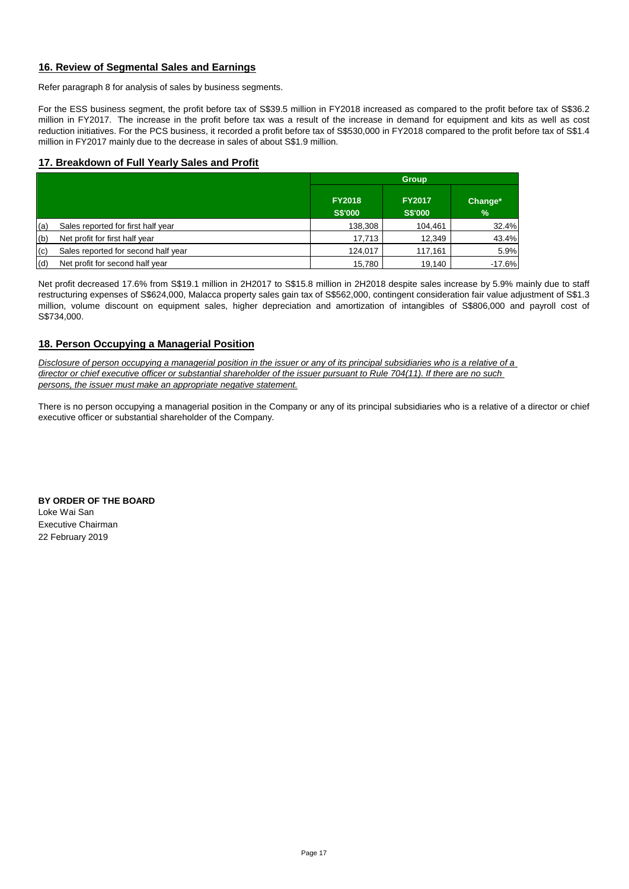## 16. Review of Segmental Sales and Earnings

Refer paragraph 8 for analysis of sales by business segments.

For the ESS business segment, the profit before tax of S$39.5 million in FY2018 increased as compared to the profit before tax of S$36.2 million in FY2017. The increase in the profit before tax was a result of the increase in demand for equipment and kits as well as cost reduction initiatives. For the PCS business, it recorded a profit before tax of S$530,000 in FY2018 compared to the profit before tax of S$1.4 million in FY2017 mainly due to the decrease in sales of about S$1.9 million.

## 17. Breakdown of Full Yearly Sales and Profit

| | | Group | | |
|---|---|---|---|---|
| | | FY2018 S$'000 | FY2017 S$'000 | Change* % |
| (a) | Sales reported for first half year | 138,308 | 104,461 | 32.4% |
| (b) | Net profit for first half year | 17,713 | 12,349 | 43.4% |
| (c) | Sales reported for second half year | 124,017 | 117,161 | 5.9% |
| (d) | Net profit for second half year | 15,780 | 19,140 | -17.6% |

Net profit decreased 17.6% from S$19.1 million in 2H2017 to S$15.8 million in 2H2018 despite sales increase by 5.9% mainly due to staff restructuring expenses of S$624,000, Malacca property sales gain tax of S$562,000, contingent consideration fair value adjustment of S$1.3 million, volume discount on equipment sales, higher depreciation and amortization of intangibles of S$806,000 and payroll cost of S$734,000.

## 18. Person Occupying a Managerial Position

*Disclosure of person occupying a managerial position in the issuer or any of its principal subsidiaries who is a relative of a director or chief executive officer or substantial shareholder of the issuer pursuant to Rule 704(11). If there are no such persons, the issuer must make an appropriate negative statement.*

There is no person occupying a managerial position in the Company or any of its principal subsidiaries who is a relative of a director or chief executive officer or substantial shareholder of the Company.

**BY ORDER OF THE BOARD**
Loke Wai San
Executive Chairman
22 February 2019